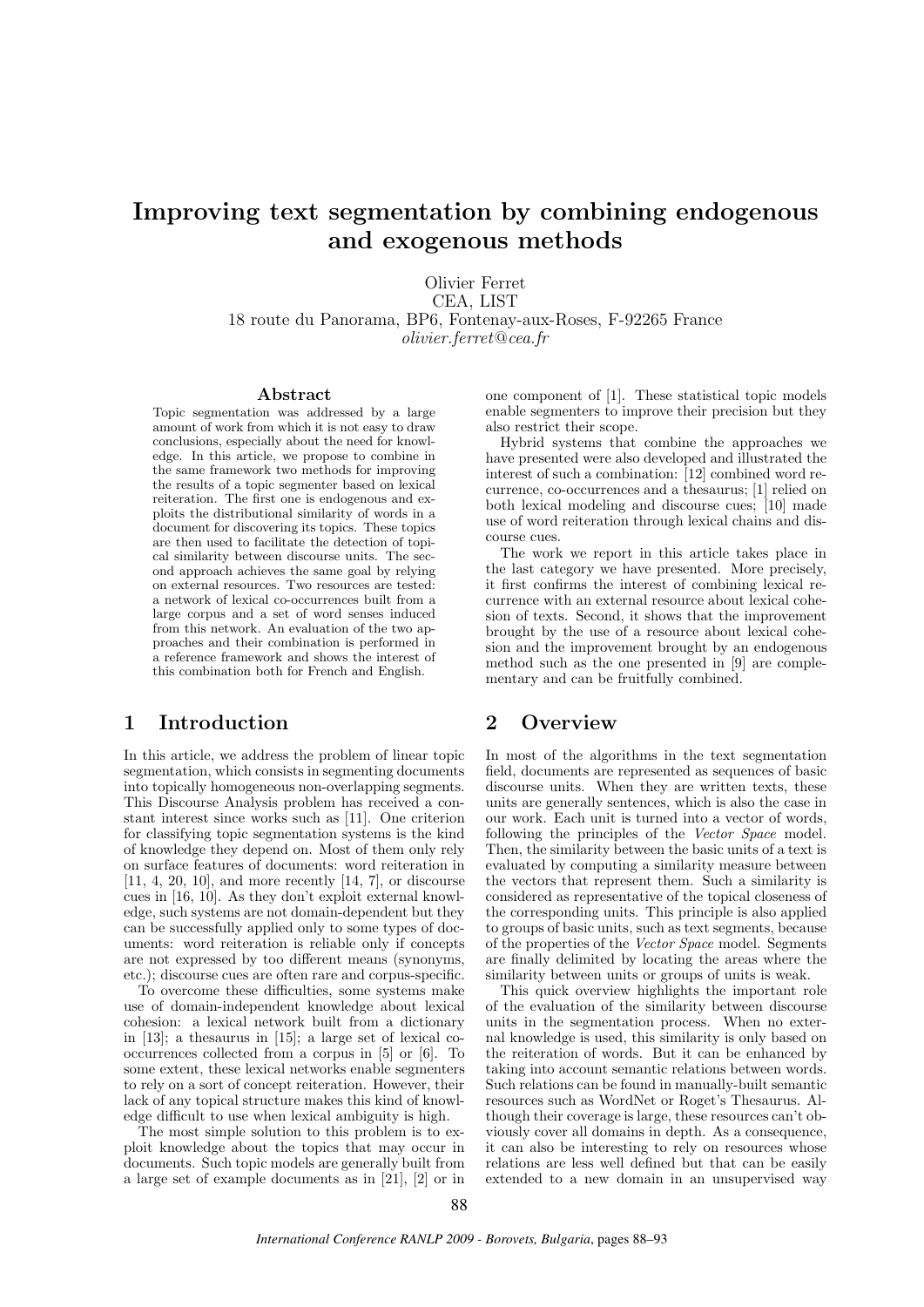# Improving text segmentation by combining endogenous and exogenous methods

Olivier Ferret
CEA, LIST
18 route du Panorama, BP6, Fontenay-aux-Roses, F-92265 France
*olivier.ferret@cea.fr*

## Abstract

Topic segmentation was addressed by a large amount of work from which it is not easy to draw conclusions, especially about the need for knowledge. In this article, we propose to combine in the same framework two methods for improving the results of a topic segmenter based on lexical reiteration. The first one is endogenous and exploits the distributional similarity of words in a document for discovering its topics. These topics are then used to facilitate the detection of topical similarity between discourse units. The second approach achieves the same goal by relying on external resources. Two resources are tested: a network of lexical co-occurrences built from a large corpus and a set of word senses induced from this network. An evaluation of the two approaches and their combination is performed in a reference framework and shows the interest of this combination both for French and English.

## 1 Introduction

In this article, we address the problem of linear topic segmentation, which consists in segmenting documents into topically homogeneous non-overlapping segments. This Discourse Analysis problem has received a constant interest since works such as [11]. One criterion for classifying topic segmentation systems is the kind of knowledge they depend on. Most of them only rely on surface features of documents: word reiteration in [11, 4, 20, 10], and more recently [14, 7], or discourse cues in [16, 10]. As they don't exploit external knowledge, such systems are not domain-dependent but they can be successfully applied only to some types of documents: word reiteration is reliable only if concepts are not expressed by too different means (synonyms, etc.); discourse cues are often rare and corpus-specific.

To overcome these difficulties, some systems make use of domain-independent knowledge about lexical cohesion: a lexical network built from a dictionary in [13]; a thesaurus in [15]; a large set of lexical co-occurrences collected from a corpus in [5] or [6]. To some extent, these lexical networks enable segmenters to rely on a sort of concept reiteration. However, their lack of any topical structure makes this kind of knowledge difficult to use when lexical ambiguity is high.

The most simple solution to this problem is to exploit knowledge about the topics that may occur in documents. Such topic models are generally built from a large set of example documents as in [21], [2] or in one component of [1]. These statistical topic models enable segmenters to improve their precision but they also restrict their scope.

Hybrid systems that combine the approaches we have presented were also developed and illustrated the interest of such a combination: [12] combined word recurrence, co-occurrences and a thesaurus; [1] relied on both lexical modeling and discourse cues; [10] made use of word reiteration through lexical chains and discourse cues.

The work we report in this article takes place in the last category we have presented. More precisely, it first confirms the interest of combining lexical recurrence with an external resource about lexical cohesion of texts. Second, it shows that the improvement brought by the use of a resource about lexical cohesion and the improvement brought by an endogenous method such as the one presented in [9] are complementary and can be fruitfully combined.

## 2 Overview

In most of the algorithms in the text segmentation field, documents are represented as sequences of basic discourse units. When they are written texts, these units are generally sentences, which is also the case in our work. Each unit is turned into a vector of words, following the principles of the *Vector Space* model. Then, the similarity between the basic units of a text is evaluated by computing a similarity measure between the vectors that represent them. Such a similarity is considered as representative of the topical closeness of the corresponding units. This principle is also applied to groups of basic units, such as text segments, because of the properties of the *Vector Space* model. Segments are finally delimited by locating the areas where the similarity between units or groups of units is weak.

This quick overview highlights the important role of the evaluation of the similarity between discourse units in the segmentation process. When no external knowledge is used, this similarity is only based on the reiteration of words. But it can be enhanced by taking into account semantic relations between words. Such relations can be found in manually-built semantic resources such as WordNet or Roget's Thesaurus. Although their coverage is large, these resources can't obviously cover all domains in depth. As a consequence, it can also be interesting to rely on resources whose relations are less well defined but that can be easily extended to a new domain in an unsupervised way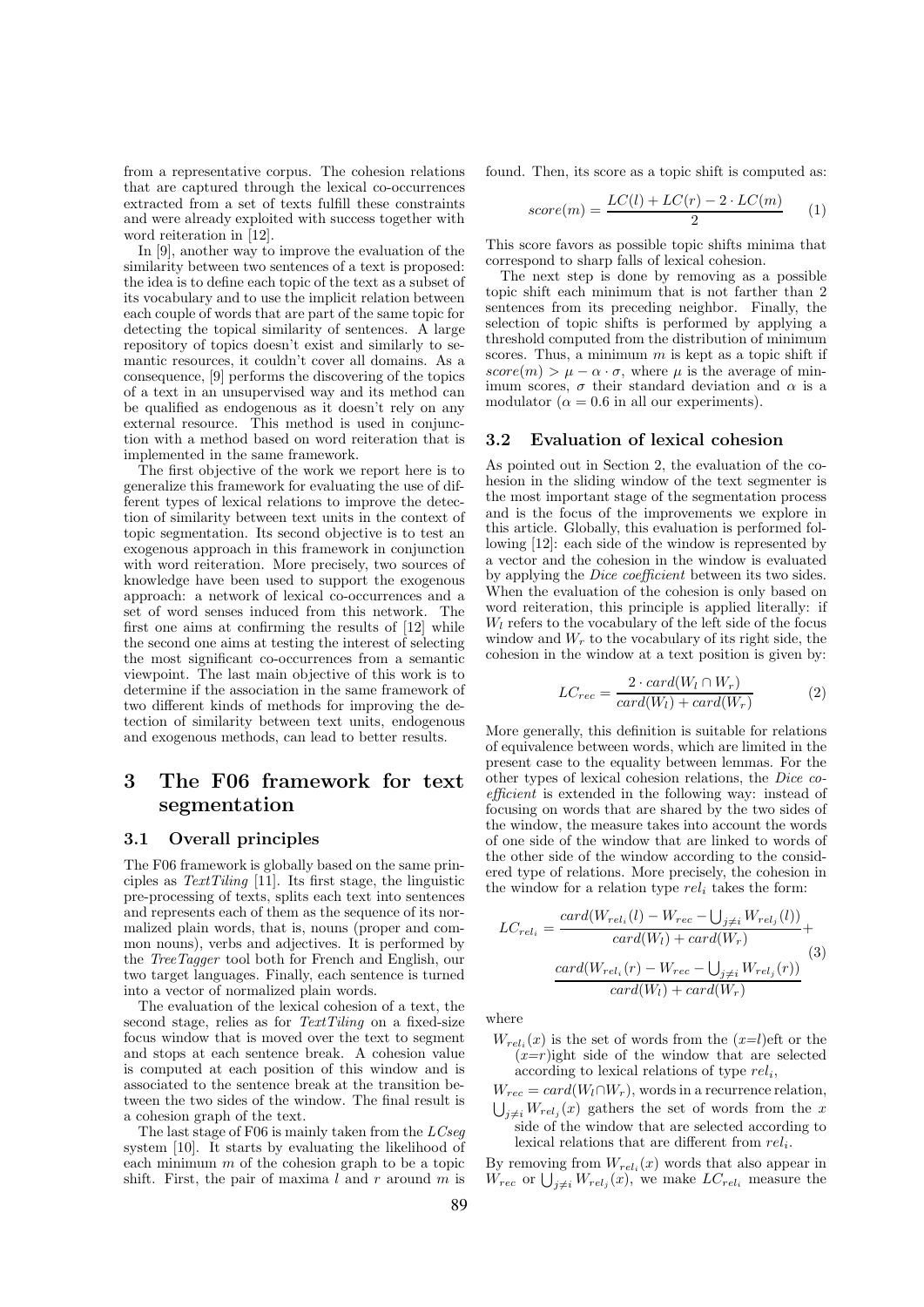from a representative corpus. The cohesion relations that are captured through the lexical co-occurrences extracted from a set of texts fulfill these constraints and were already exploited with success together with word reiteration in [12].

In [9], another way to improve the evaluation of the similarity between two sentences of a text is proposed: the idea is to define each topic of the text as a subset of its vocabulary and to use the implicit relation between each couple of words that are part of the same topic for detecting the topical similarity of sentences. A large repository of topics doesn't exist and similarly to semantic resources, it couldn't cover all domains. As a consequence, [9] performs the discovering of the topics of a text in an unsupervised way and its method can be qualified as endogenous as it doesn't rely on any external resource. This method is used in conjunction with a method based on word reiteration that is implemented in the same framework.

The first objective of the work we report here is to generalize this framework for evaluating the use of different types of lexical relations to improve the detection of similarity between text units in the context of topic segmentation. Its second objective is to test an exogenous approach in this framework in conjunction with word reiteration. More precisely, two sources of knowledge have been used to support the exogenous approach: a network of lexical co-occurrences and a set of word senses induced from this network. The first one aims at confirming the results of [12] while the second one aims at testing the interest of selecting the most significant co-occurrences from a semantic viewpoint. The last main objective of this work is to determine if the association in the same framework of two different kinds of methods for improving the detection of similarity between text units, endogenous and exogenous methods, can lead to better results.

# 3 The F06 framework for text segmentation

## 3.1 Overall principles

The F06 framework is globally based on the same principles as *TextTiling* [11]. Its first stage, the linguistic pre-processing of texts, splits each text into sentences and represents each of them as the sequence of its normalized plain words, that is, nouns (proper and common nouns), verbs and adjectives. It is performed by the *TreeTagger* tool both for French and English, our two target languages. Finally, each sentence is turned into a vector of normalized plain words.

The evaluation of the lexical cohesion of a text, the second stage, relies as for *TextTiling* on a fixed-size focus window that is moved over the text to segment and stops at each sentence break. A cohesion value is computed at each position of this window and is associated to the sentence break at the transition between the two sides of the window. The final result is a cohesion graph of the text.

The last stage of F06 is mainly taken from the *LCseg* system [10]. It starts by evaluating the likelihood of each minimum $m$ of the cohesion graph to be a topic shift. First, the pair of maxima $l$ and $r$ around $m$ is found. Then, its score as a topic shift is computed as:

$$score(m) = \frac{LC(l) + LC(r) - 2 \cdot LC(m)}{2} \qquad (1)$$

This score favors as possible topic shifts minima that correspond to sharp falls of lexical cohesion.

The next step is done by removing as a possible topic shift each minimum that is not farther than 2 sentences from its preceding neighbor. Finally, the selection of topic shifts is performed by applying a threshold computed from the distribution of minimum scores. Thus, a minimum $m$ is kept as a topic shift if $score(m) > \mu - \alpha \cdot \sigma$, where $\mu$ is the average of minimum scores, $\sigma$ their standard deviation and $\alpha$ is a modulator ($\alpha = 0.6$ in all our experiments).

## 3.2 Evaluation of lexical cohesion

As pointed out in Section 2, the evaluation of the cohesion in the sliding window of the text segmenter is the most important stage of the segmentation process and is the focus of the improvements we explore in this article. Globally, this evaluation is performed following [12]: each side of the window is represented by a vector and the cohesion in the window is evaluated by applying the *Dice coefficient* between its two sides. When the evaluation of the cohesion is only based on word reiteration, this principle is applied literally: if $W_l$ refers to the vocabulary of the left side of the focus window and $W_r$ to the vocabulary of its right side, the cohesion in the window at a text position is given by:

$$LC_{rec} = \frac{2 \cdot card(W_l \cap W_r)}{card(W_l) + card(W_r)} \qquad (2)$$

More generally, this definition is suitable for relations of equivalence between words, which are limited in the present case to the equality between lemmas. For the other types of lexical cohesion relations, the *Dice coefficient* is extended in the following way: instead of focusing on words that are shared by the two sides of the window, the measure takes into account the words of one side of the window that are linked to words of the other side of the window according to the considered type of relations. More precisely, the cohesion in the window for a relation type $rel_i$ takes the form:

$$LC_{rel_i} = \frac{card(W_{rel_i}(l) - W_{rec} - \bigcup_{j \neq i} W_{rel_j}(l))}{card(W_l) + card(W_r)} + \frac{card(W_{rel_i}(r) - W_{rec} - \bigcup_{j \neq i} W_{rel_j}(r))}{card(W_l) + card(W_r)} \qquad (3)$$

where

- $W_{rel_i}(x)$ is the set of words from the ($x$=$l$)eft or the ($x$=$r$)ight side of the window that are selected according to lexical relations of type $rel_i$,
- $W_{rec} = card(W_l \cap W_r)$, words in a recurrence relation,
- $\bigcup_{j \neq i} W_{rel_j}(x)$ gathers the set of words from the $x$ side of the window that are selected according to lexical relations that are different from $rel_i$.

By removing from $W_{rel_i}(x)$ words that also appear in $W_{rec}$ or $\bigcup_{j \neq i} W_{rel_j}(x)$, we make $LC_{rel_i}$ measure the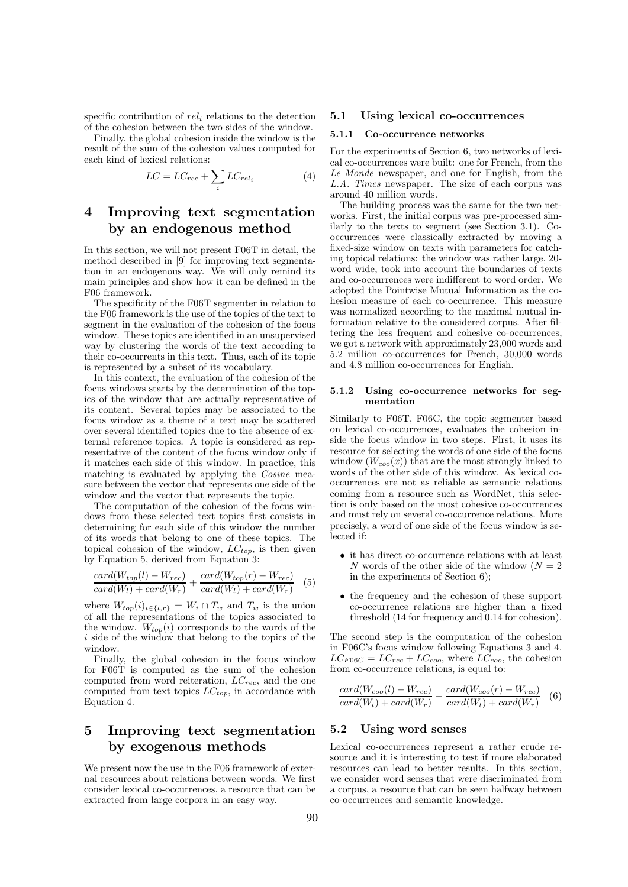specific contribution of $rel_i$ relations to the detection of the cohesion between the two sides of the window.

Finally, the global cohesion inside the window is the result of the sum of the cohesion values computed for each kind of lexical relations:

$$LC = LC_{rec} + \sum_i LC_{rel_i} \quad (4)$$

# 4 Improving text segmentation by an endogenous method

In this section, we will not present F06T in detail, the method described in [9] for improving text segmentation in an endogenous way. We will only remind its main principles and show how it can be defined in the F06 framework.

The specificity of the F06T segmenter in relation to the F06 framework is the use of the topics of the text to segment in the evaluation of the cohesion of the focus window. These topics are identified in an unsupervised way by clustering the words of the text according to their co-occurrents in this text. Thus, each of its topic is represented by a subset of its vocabulary.

In this context, the evaluation of the cohesion of the focus windows starts by the determination of the topics of the window that are actually representative of its content. Several topics may be associated to the focus window as a theme of a text may be scattered over several identified topics due to the absence of external reference topics. A topic is considered as representative of the content of the focus window only if it matches each side of this window. In practice, this matching is evaluated by applying the *Cosine* measure between the vector that represents one side of the window and the vector that represents the topic.

The computation of the cohesion of the focus windows from these selected text topics first consists in determining for each side of this window the number of its words that belong to one of these topics. The topical cohesion of the window, $LC_{top}$, is then given by Equation 5, derived from Equation 3:

$$\frac{card(W_{top}(l) - W_{rec})}{card(W_l) + card(W_r)} + \frac{card(W_{top}(r) - W_{rec})}{card(W_l) + card(W_r)} \quad (5)$$

where $W_{top}(i)_{i \in \{l,r\}} = W_i \cap T_w$ and $T_w$ is the union of all the representations of the topics associated to the window. $W_{top}(i)$ corresponds to the words of the $i$ side of the window that belong to the topics of the window.

Finally, the global cohesion in the focus window for F06T is computed as the sum of the cohesion computed from word reiteration, $LC_{rec}$, and the one computed from text topics $LC_{top}$, in accordance with Equation 4.

# 5 Improving text segmentation by exogenous methods

We present now the use in the F06 framework of external resources about relations between words. We first consider lexical co-occurrences, a resource that can be extracted from large corpora in an easy way.

## 5.1 Using lexical co-occurrences

### 5.1.1 Co-occurrence networks

For the experiments of Section 6, two networks of lexical co-occurrences were built: one for French, from the *Le Monde* newspaper, and one for English, from the *L.A. Times* newspaper. The size of each corpus was around 40 million words.

The building process was the same for the two networks. First, the initial corpus was pre-processed similarly to the texts to segment (see Section 3.1). Co-occurrences were classically extracted by moving a fixed-size window on texts with parameters for catching topical relations: the window was rather large, 20-word wide, took into account the boundaries of texts and co-occurrences were indifferent to word order. We adopted the Pointwise Mutual Information as the cohesion measure of each co-occurrence. This measure was normalized according to the maximal mutual information relative to the considered corpus. After filtering the less frequent and cohesive co-occurrences, we got a network with approximately 23,000 words and 5.2 million co-occurrences for French, 30,000 words and 4.8 million co-occurrences for English.

### 5.1.2 Using co-occurrence networks for segmentation

Similarly to F06T, F06C, the topic segmenter based on lexical co-occurrences, evaluates the cohesion inside the focus window in two steps. First, it uses its resource for selecting the words of one side of the focus window ($W_{coo}(x)$) that are the most strongly linked to words of the other side of this window. As lexical co-occurrences are not as reliable as semantic relations coming from a resource such as WordNet, this selection is only based on the most cohesive co-occurrences and must rely on several co-occurrence relations. More precisely, a word of one side of the focus window is selected if:

- it has direct co-occurrence relations with at least $N$ words of the other side of the window ($N = 2$ in the experiments of Section 6);
- the frequency and the cohesion of these support co-occurrence relations are higher than a fixed threshold (14 for frequency and 0.14 for cohesion).

The second step is the computation of the cohesion in F06C's focus window following Equations 3 and 4. $LC_{F06C} = LC_{rec} + LC_{coo}$, where $LC_{coo}$, the cohesion from co-occurrence relations, is equal to:

$$\frac{card(W_{coo}(l) - W_{rec})}{card(W_l) + card(W_r)} + \frac{card(W_{coo}(r) - W_{rec})}{card(W_l) + card(W_r)} \quad (6)$$

## 5.2 Using word senses

Lexical co-occurrences represent a rather crude resource and it is interesting to test if more elaborated resources can lead to better results. In this section, we consider word senses that were discriminated from a corpus, a resource that can be seen halfway between co-occurrences and semantic knowledge.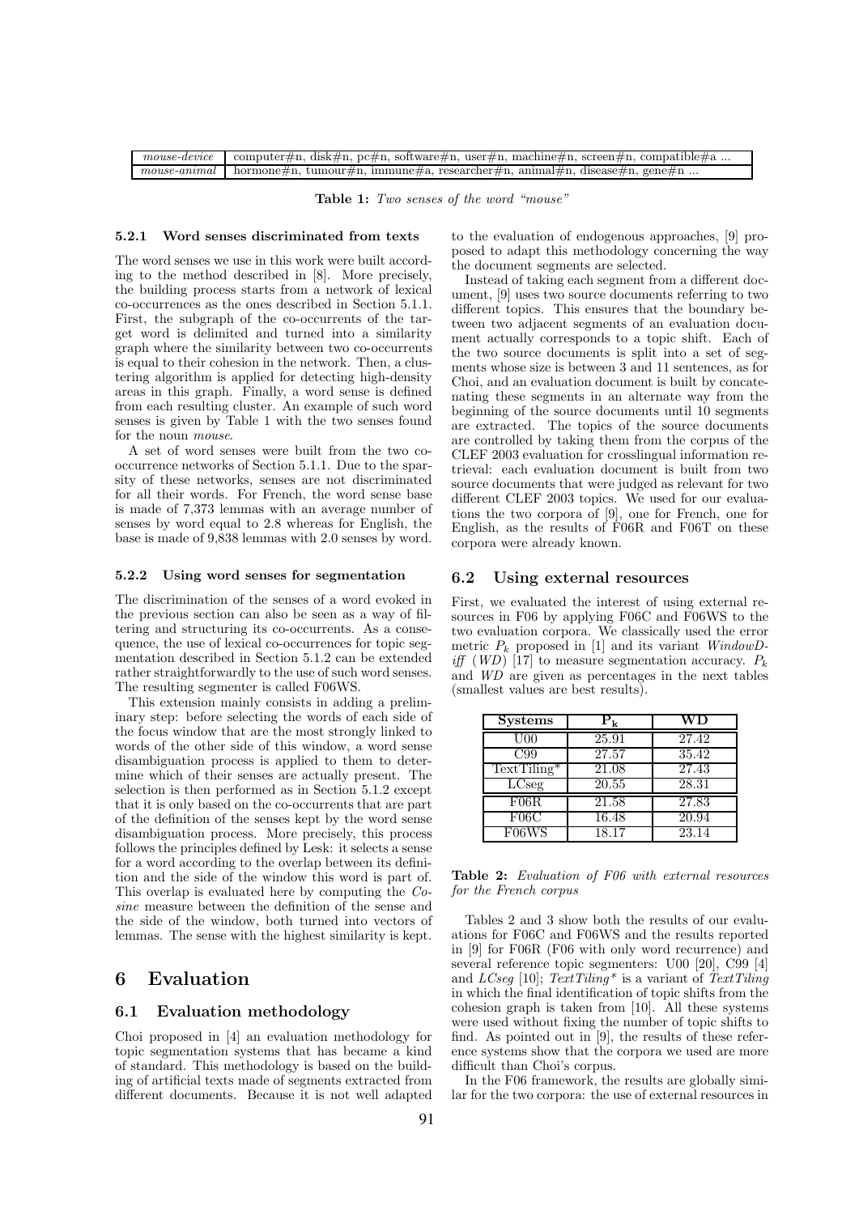| | |
|---|---|
| *mouse-device* | computer#n, disk#n, pc#n, software#n, user#n, machine#n, screen#n, compatible#a ... |
| *mouse-animal* | hormone#n, tumour#n, immune#a, researcher#n, animal#n, disease#n, gene#n ... |

**Table 1:** *Two senses of the word "mouse"*

#### 5.2.1 Word senses discriminated from texts

The word senses we use in this work were built according to the method described in [8]. More precisely, the building process starts from a network of lexical co-occurrences as the ones described in Section 5.1.1. First, the subgraph of the co-occurrents of the target word is delimited and turned into a similarity graph where the similarity between two co-occurrents is equal to their cohesion in the network. Then, a clustering algorithm is applied for detecting high-density areas in this graph. Finally, a word sense is defined from each resulting cluster. An example of such word senses is given by Table 1 with the two senses found for the noun *mouse*.

A set of word senses were built from the two co-occurrence networks of Section 5.1.1. Due to the sparsity of these networks, senses are not discriminated for all their words. For French, the word sense base is made of 7,373 lemmas with an average number of senses by word equal to 2.8 whereas for English, the base is made of 9,838 lemmas with 2.0 senses by word.

#### 5.2.2 Using word senses for segmentation

The discrimination of the senses of a word evoked in the previous section can also be seen as a way of filtering and structuring its co-occurrents. As a consequence, the use of lexical co-occurrences for topic segmentation described in Section 5.1.2 can be extended rather straightforwardly to the use of such word senses. The resulting segmenter is called F06WS.

This extension mainly consists in adding a preliminary step: before selecting the words of each side of the focus window that are the most strongly linked to words of the other side of this window, a word sense disambiguation process is applied to them to determine which of their senses are actually present. The selection is then performed as in Section 5.1.2 except that it is only based on the co-occurrents that are part of the definition of the senses kept by the word sense disambiguation process. More precisely, this process follows the principles defined by Lesk: it selects a sense for a word according to the overlap between its definition and the side of the window this word is part of. This overlap is evaluated here by computing the *Cosine* measure between the definition of the sense and the side of the window, both turned into vectors of lemmas. The sense with the highest similarity is kept.

## 6 Evaluation

### 6.1 Evaluation methodology

Choi proposed in [4] an evaluation methodology for topic segmentation systems that has became a kind of standard. This methodology is based on the building of artificial texts made of segments extracted from different documents. Because it is not well adapted to the evaluation of endogenous approaches, [9] proposed to adapt this methodology concerning the way the document segments are selected.

Instead of taking each segment from a different document, [9] uses two source documents referring to two different topics. This ensures that the boundary between two adjacent segments of an evaluation document actually corresponds to a topic shift. Each of the two source documents is split into a set of segments whose size is between 3 and 11 sentences, as for Choi, and an evaluation document is built by concatenating these segments in an alternate way from the beginning of the source documents until 10 segments are extracted. The topics of the source documents are controlled by taking them from the corpus of the CLEF 2003 evaluation for crosslingual information retrieval: each evaluation document is built from two source documents that were judged as relevant for two different CLEF 2003 topics. We used for our evaluations the two corpora of [9], one for French, one for English, as the results of F06R and F06T on these corpora were already known.

### 6.2 Using external resources

First, we evaluated the interest of using external resources in F06 by applying F06C and F06WS to the two evaluation corpora. We classically used the error metric $P_k$ proposed in [1] and its variant *WindowDiff* (*WD*) [17] to measure segmentation accuracy. $P_k$ and *WD* are given as percentages in the next tables (smallest values are best results).

| Systems | $P_k$ | WD |
|---|---|---|
| U00 | 25.91 | 27.42 |
| C99 | 27.57 | 35.42 |
| TextTiling* | 21.08 | 27.43 |
| LCseg | 20.55 | 28.31 |
| F06R | 21.58 | 27.83 |
| F06C | 16.48 | 20.94 |
| F06WS | 18.17 | 23.14 |

**Table 2:** *Evaluation of F06 with external resources for the French corpus*

Tables 2 and 3 show both the results of our evaluations for F06C and F06WS and the results reported in [9] for F06R (F06 with only word recurrence) and several reference topic segmenters: U00 [20], C99 [4] and *LCseg* [10]; *TextTiling** is a variant of *TextTiling* in which the final identification of topic shifts from the cohesion graph is taken from [10]. All these systems were used without fixing the number of topic shifts to find. As pointed out in [9], the results of these reference systems show that the corpora we used are more difficult than Choi's corpus.

In the F06 framework, the results are globally similar for the two corpora: the use of external resources in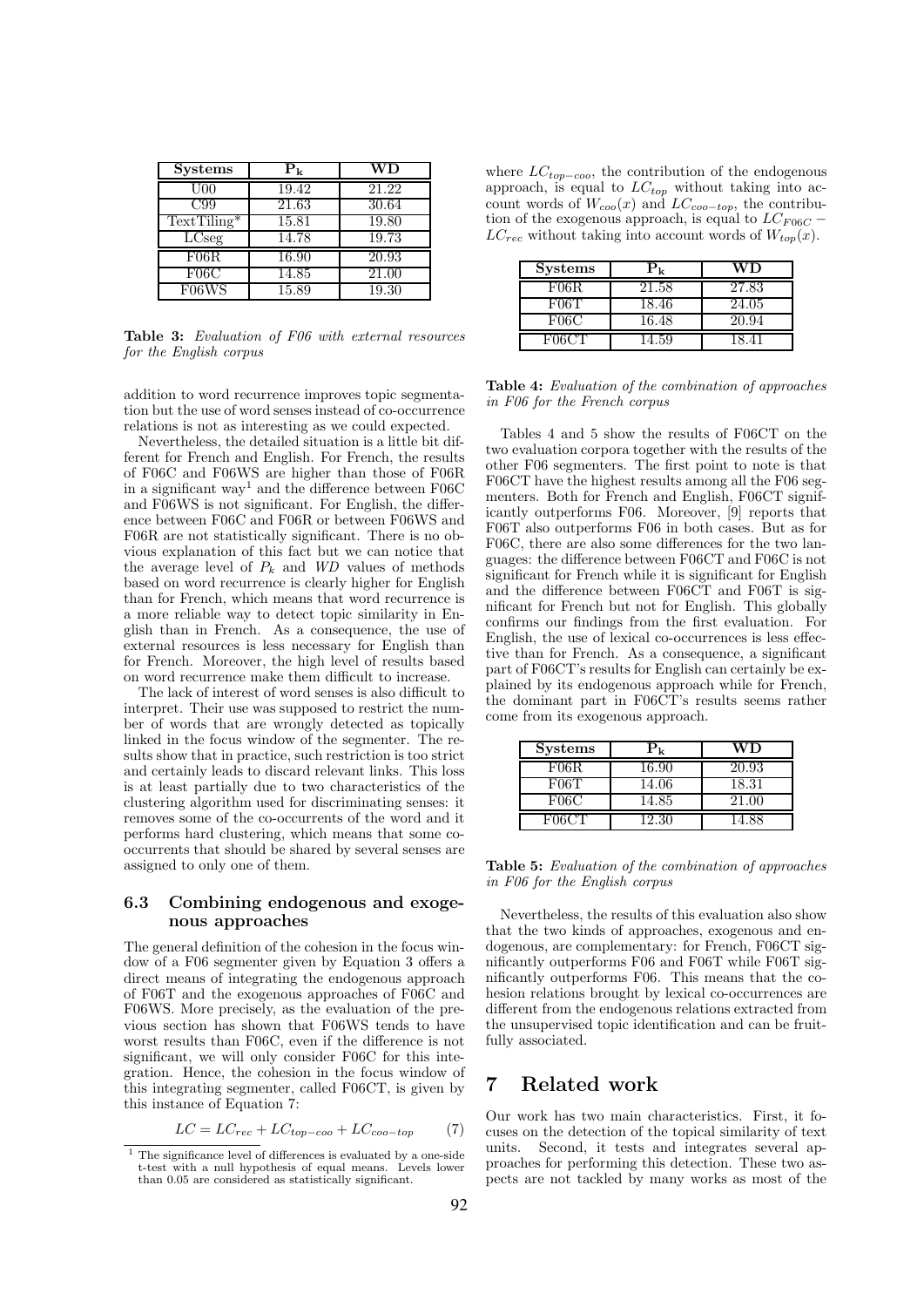| Systems | $P_k$ | WD |
|---|---|---|
| U00 | 19.42 | 21.22 |
| C99 | 21.63 | 30.64 |
| TextTiling* | 15.81 | 19.80 |
| LCseg | 14.78 | 19.73 |
| F06R | 16.90 | 20.93 |
| F06C | 14.85 | 21.00 |
| F06WS | 15.89 | 19.30 |

**Table 3:** *Evaluation of F06 with external resources for the English corpus*

addition to word recurrence improves topic segmentation but the use of word senses instead of co-occurrence relations is not as interesting as we could expected.

Nevertheless, the detailed situation is a little bit different for French and English. For French, the results of F06C and F06WS are higher than those of F06R in a significant way[1] and the difference between F06C and F06WS is not significant. For English, the difference between F06C and F06R or between F06WS and F06R are not statistically significant. There is no obvious explanation of this fact but we can notice that the average level of $P_k$ and *WD* values of methods based on word recurrence is clearly higher for English than for French, which means that word recurrence is a more reliable way to detect topic similarity in English than in French. As a consequence, the use of external resources is less necessary for English than for French. Moreover, the high level of results based on word recurrence make them difficult to increase.

The lack of interest of word senses is also difficult to interpret. Their use was supposed to restrict the number of words that are wrongly detected as topically linked in the focus window of the segmenter. The results show that in practice, such restriction is too strict and certainly leads to discard relevant links. This loss is at least partially due to two characteristics of the clustering algorithm used for discriminating senses: it removes some of the co-occurrents of the word and it performs hard clustering, which means that some cooccurrents that should be shared by several senses are assigned to only one of them.

### 6.3 Combining endogenous and exogenous approaches

The general definition of the cohesion in the focus window of a F06 segmenter given by Equation 3 offers a direct means of integrating the endogenous approach of F06T and the exogenous approaches of F06C and F06WS. More precisely, as the evaluation of the previous section has shown that F06WS tends to have worst results than F06C, even if the difference is not significant, we will only consider F06C for this integration. Hence, the cohesion in the focus window of this integrating segmenter, called F06CT, is given by this instance of Equation 7:

$$LC = LC_{rec} + LC_{top-coo} + LC_{coo-top} \qquad (7)$$

[1] The significance level of differences is evaluated by a one-side t-test with a null hypothesis of equal means. Levels lower than 0.05 are considered as statistically significant.

where $LC_{top-coo}$, the contribution of the endogenous approach, is equal to $LC_{top}$ without taking into account words of $W_{coo}(x)$ and $LC_{coo-top}$, the contribution of the exogenous approach, is equal to $LC_{F06C} - LC_{rec}$ without taking into account words of $W_{top}(x)$.

| Systems | $P_k$ | WD |
|---|---|---|
| F06R | 21.58 | 27.83 |
| F06T | 18.46 | 24.05 |
| F06C | 16.48 | 20.94 |
| F06CT | 14.59 | 18.41 |

**Table 4:** *Evaluation of the combination of approaches in F06 for the French corpus*

Tables 4 and 5 show the results of F06CT on the two evaluation corpora together with the results of the other F06 segmenters. The first point to note is that F06CT have the highest results among all the F06 segmenters. Both for French and English, F06CT significantly outperforms F06. Moreover, [9] reports that F06T also outperforms F06 in both cases. But as for F06C, there are also some differences for the two languages: the difference between F06CT and F06C is not significant for French while it is significant for English and the difference between F06CT and F06T is significant for French but not for English. This globally confirms our findings from the first evaluation. For English, the use of lexical co-occurrences is less effective than for French. As a consequence, a significant part of F06CT's results for English can certainly be explained by its endogenous approach while for French, the dominant part in F06CT's results seems rather come from its exogenous approach.

| Systems | $P_k$ | WD |
|---|---|---|
| F06R | 16.90 | 20.93 |
| F06T | 14.06 | 18.31 |
| F06C | 14.85 | 21.00 |
| F06CT | 12.30 | 14.88 |

**Table 5:** *Evaluation of the combination of approaches in F06 for the English corpus*

Nevertheless, the results of this evaluation also show that the two kinds of approaches, exogenous and endogenous, are complementary: for French, F06CT significantly outperforms F06 and F06T while F06T significantly outperforms F06. This means that the cohesion relations brought by lexical co-occurrences are different from the endogenous relations extracted from the unsupervised topic identification and can be fruitfully associated.

## 7 Related work

Our work has two main characteristics. First, it focuses on the detection of the topical similarity of text units. Second, it tests and integrates several approaches for performing this detection. These two aspects are not tackled by many works as most of the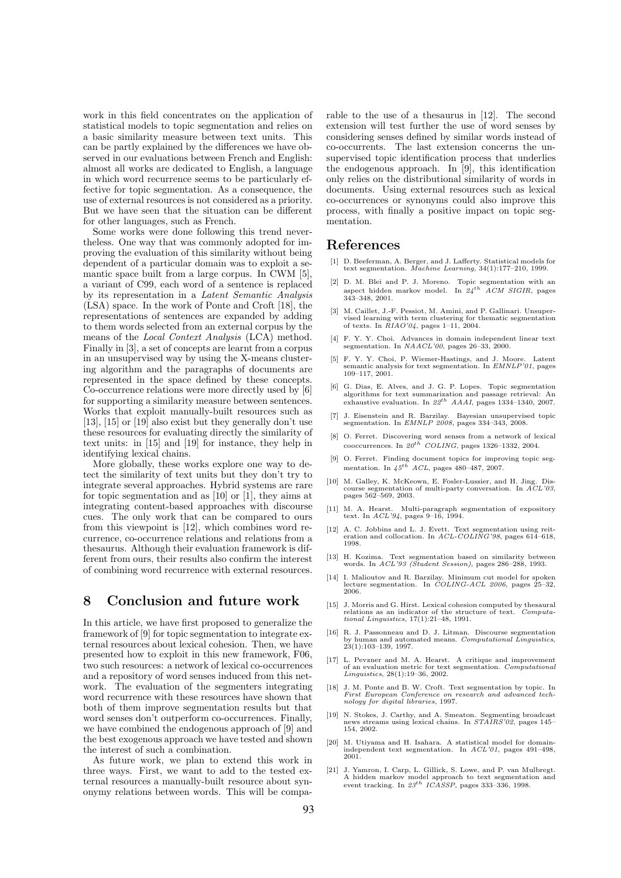work in this field concentrates on the application of statistical models to topic segmentation and relies on a basic similarity measure between text units. This can be partly explained by the differences we have observed in our evaluations between French and English: almost all works are dedicated to English, a language in which word recurrence seems to be particularly effective for topic segmentation. As a consequence, the use of external resources is not considered as a priority. But we have seen that the situation can be different for other languages, such as French.

Some works were done following this trend nevertheless. One way that was commonly adopted for improving the evaluation of this similarity without being dependent of a particular domain was to exploit a semantic space built from a large corpus. In CWM [5], a variant of C99, each word of a sentence is replaced by its representation in a *Latent Semantic Analysis* (LSA) space. In the work of Ponte and Croft [18], the representations of sentences are expanded by adding to them words selected from an external corpus by the means of the *Local Context Analysis* (LCA) method. Finally in [3], a set of concepts are learnt from a corpus in an unsupervised way by using the X-means clustering algorithm and the paragraphs of documents are represented in the space defined by these concepts. Co-occurrence relations were more directly used by [6] for supporting a similarity measure between sentences. Works that exploit manually-built resources such as [13], [15] or [19] also exist but they generally don't use these resources for evaluating directly the similarity of text units: in [15] and [19] for instance, they help in identifying lexical chains.

More globally, these works explore one way to detect the similarity of text units but they don't try to integrate several approaches. Hybrid systems are rare for topic segmentation and as [10] or [1], they aims at integrating content-based approaches with discourse cues. The only work that can be compared to ours from this viewpoint is [12], which combines word recurrence, co-occurrence relations and relations from a thesaurus. Although their evaluation framework is different from ours, their results also confirm the interest of combining word recurrence with external resources.

## 8 Conclusion and future work

In this article, we have first proposed to generalize the framework of [9] for topic segmentation to integrate external resources about lexical cohesion. Then, we have presented how to exploit in this new framework, F06, two such resources: a network of lexical co-occurrences and a repository of word senses induced from this network. The evaluation of the segmenters integrating word recurrence with these resources have shown that both of them improve segmentation results but that word senses don't outperform co-occurrences. Finally, we have combined the endogenous approach of [9] and the best exogenous approach we have tested and shown the interest of such a combination.

As future work, we plan to extend this work in three ways. First, we want to add to the tested external resources a manually-built resource about synonymy relations between words. This will be comparable to the use of a thesaurus in [12]. The second extension will test further the use of word senses by considering senses defined by similar words instead of co-occurrents. The last extension concerns the unsupervised topic identification process that underlies the endogenous approach. In [9], this identification only relies on the distributional similarity of words in documents. Using external resources such as lexical co-occurrences or synonyms could also improve this process, with finally a positive impact on topic segmentation.

## References

[1] D. Beeferman, A. Berger, and J. Lafferty. Statistical models for text segmentation. *Machine Learning*, 34(1):177–210, 1999.

[2] D. M. Blei and P. J. Moreno. Topic segmentation with an aspect hidden markov model. In *24th ACM SIGIR*, pages 343–348, 2001.

[3] M. Caillet, J.-F. Pessiot, M. Amini, and P. Gallinari. Unsupervised learning with term clustering for thematic segmentation of texts. In *RIAO'04*, pages 1–11, 2004.

[4] F. Y. Y. Choi. Advances in domain independent linear text segmentation. In *NAACL'00*, pages 26–33, 2000.

[5] F. Y. Y. Choi, P. Wiemer-Hastings, and J. Moore. Latent semantic analysis for text segmentation. In *EMNLP'01*, pages 109–117, 2001.

[6] G. Dias, E. Alves, and J. G. P. Lopes. Topic segmentation algorithms for text summarization and passage retrieval: An exhaustive evaluation. In *22th AAAI*, pages 1334–1340, 2007.

[7] J. Eisenstein and R. Barzilay. Bayesian unsupervised topic segmentation. In *EMNLP 2008*, pages 334–343, 2008.

[8] O. Ferret. Discovering word senses from a network of lexical cooccurrences. In *20th COLING*, pages 1326–1332, 2004.

[9] O. Ferret. Finding document topics for improving topic segmentation. In *45th ACL*, pages 480–487, 2007.

[10] M. Galley, K. McKeown, E. Fosler-Lussier, and H. Jing. Discourse segmentation of multi-party conversation. In *ACL'03*, pages 562–569, 2003.

[11] M. A. Hearst. Multi-paragraph segmentation of expository text. In *ACL'94*, pages 9–16, 1994.

[12] A. C. Jobbins and L. J. Evett. Text segmentation using reiteration and collocation. In *ACL-COLING'98*, pages 614–618, 1998.

[13] H. Kozima. Text segmentation based on similarity between words. In *ACL'93 (Student Session)*, pages 286–288, 1993.

[14] I. Malioutov and R. Barzilay. Minimum cut model for spoken lecture segmentation. In *COLING-ACL 2006*, pages 25–32, 2006.

[15] J. Morris and G. Hirst. Lexical cohesion computed by thesaural relations as an indicator of the structure of text. *Computational Linguistics*, 17(1):21–48, 1991.

[16] R. J. Passonneau and D. J. Litman. Discourse segmentation by human and automated means. *Computational Linguistics*, 23(1):103–139, 1997.

[17] L. Pevzner and M. A. Hearst. A critique and improvement of an evaluation metric for text segmentation. *Computational Linguistics*, 28(1):19–36, 2002.

[18] J. M. Ponte and B. W. Croft. Text segmentation by topic. In *First European Conference on research and advanced technology for digital libraries*, 1997.

[19] N. Stokes, J. Carthy, and A. Smeaton. Segmenting broadcast news streams using lexical chains. In *STAIRS'02*, pages 145–154, 2002.

[20] M. Utiyama and H. Isahara. A statistical model for domain-independent text segmentation. In *ACL'01*, pages 491–498, 2001.

[21] J. Yamron, I. Carp, L. Gillick, S. Lowe, and P. van Mulbregt. A hidden markov model approach to text segmentation and event tracking. In *23th ICASSP*, pages 333–336, 1998.